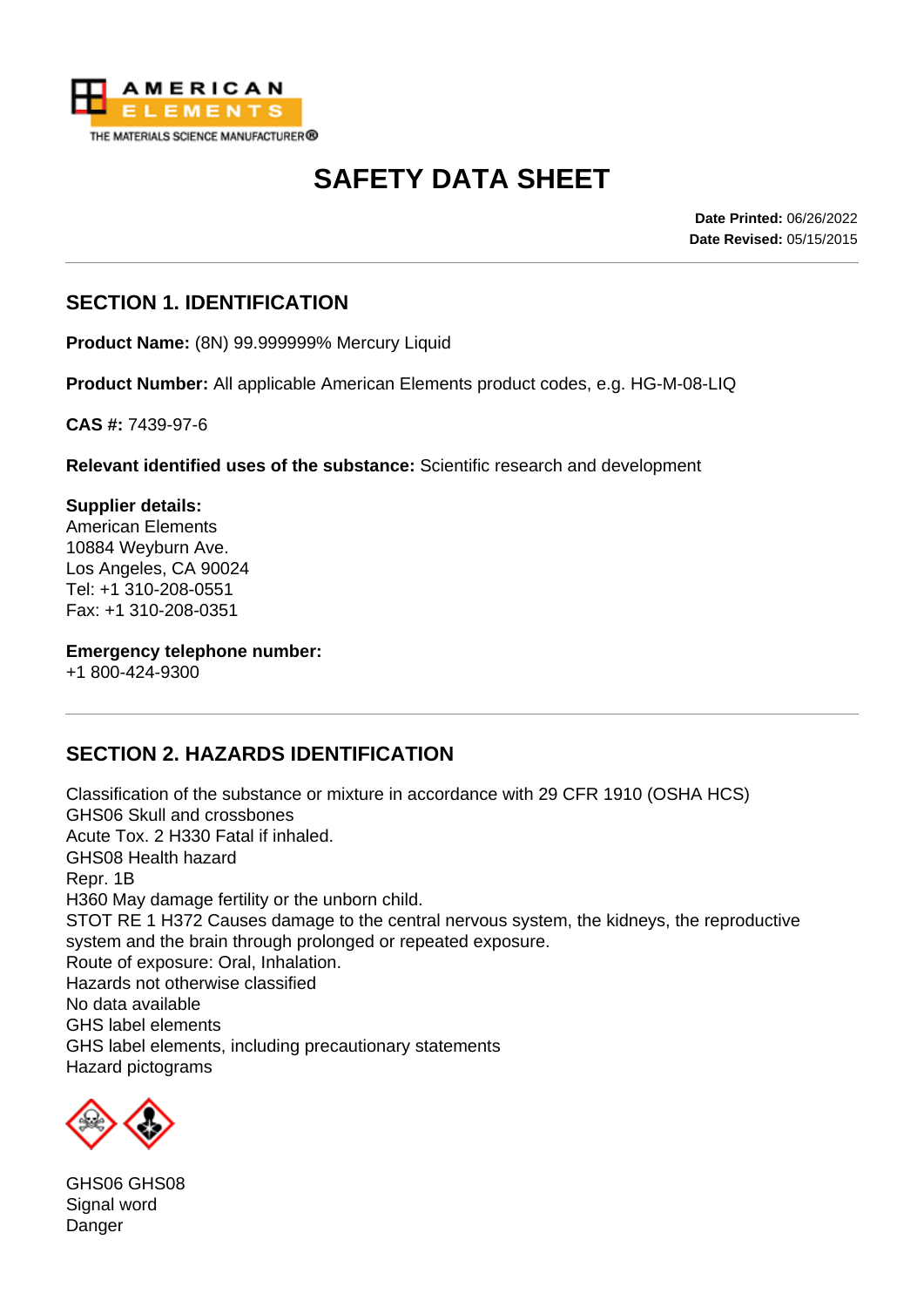AMERICAN ELEMENTS
THE MATERIALS SCIENCE MANUFACTURER®

# SAFETY DATA SHEET

**Date Printed:** 06/26/2022
**Date Revised:** 05/15/2015

## SECTION 1. IDENTIFICATION

**Product Name:** (8N) 99.999999% Mercury Liquid

**Product Number:** All applicable American Elements product codes, e.g. HG-M-08-LIQ

**CAS #:** 7439-97-6

**Relevant identified uses of the substance:** Scientific research and development

**Supplier details:**
American Elements
10884 Weyburn Ave.
Los Angeles, CA 90024
Tel: +1 310-208-0551
Fax: +1 310-208-0351

**Emergency telephone number:**
+1 800-424-9300

## SECTION 2. HAZARDS IDENTIFICATION

Classification of the substance or mixture in accordance with 29 CFR 1910 (OSHA HCS)
GHS06 Skull and crossbones
Acute Tox. 2 H330 Fatal if inhaled.
GHS08 Health hazard
Repr. 1B
H360 May damage fertility or the unborn child.
STOT RE 1 H372 Causes damage to the central nervous system, the kidneys, the reproductive system and the brain through prolonged or repeated exposure.
Route of exposure: Oral, Inhalation.
Hazards not otherwise classified
No data available
GHS label elements
GHS label elements, including precautionary statements
Hazard pictograms

GHS06 GHS08
Signal word
Danger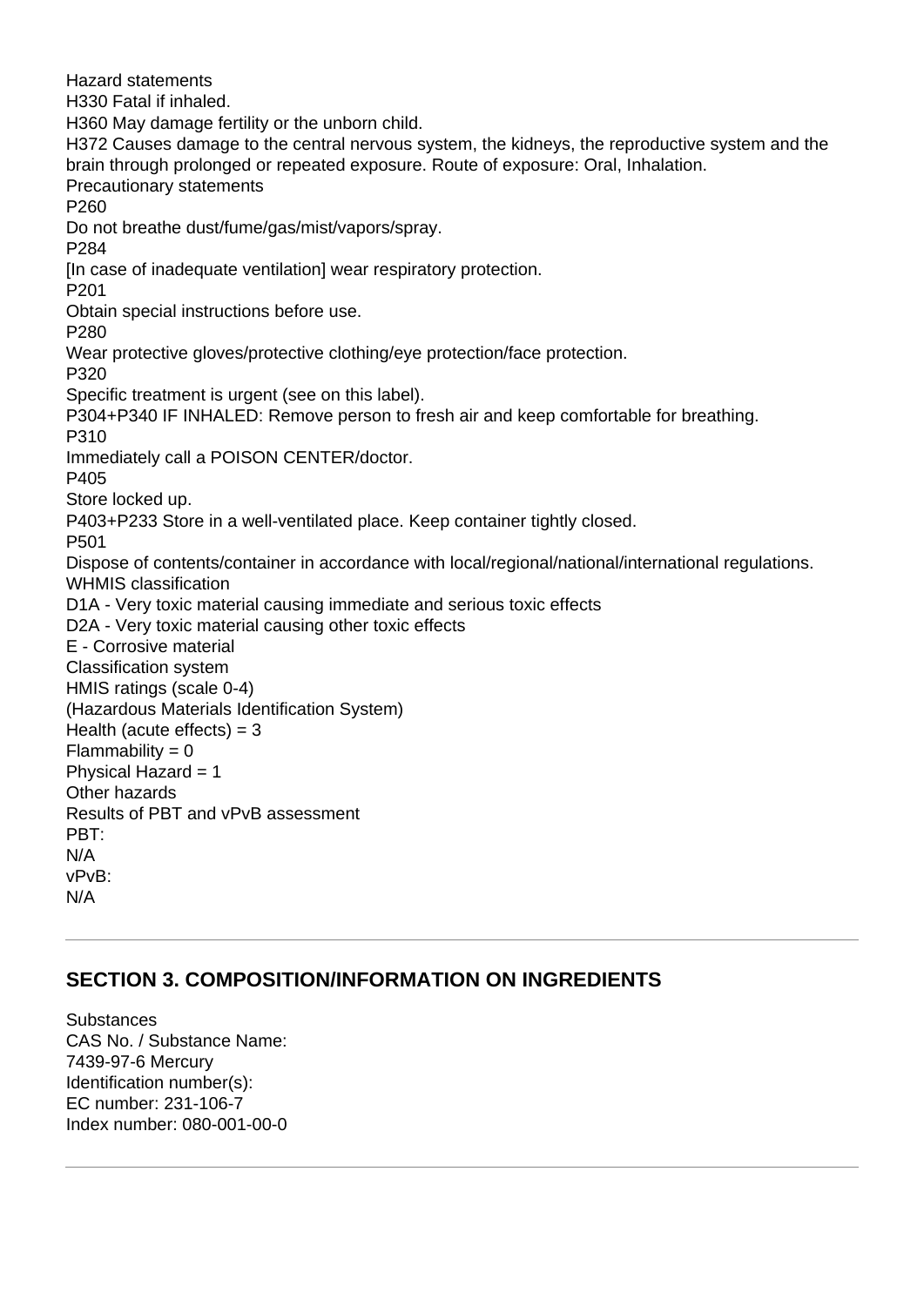Hazard statements

H330 Fatal if inhaled.

H360 May damage fertility or the unborn child.

H372 Causes damage to the central nervous system, the kidneys, the reproductive system and the brain through prolonged or repeated exposure. Route of exposure: Oral, Inhalation.

Precautionary statements

P260

Do not breathe dust/fume/gas/mist/vapors/spray.

P284

[In case of inadequate ventilation] wear respiratory protection.

P201

Obtain special instructions before use.

P280

Wear protective gloves/protective clothing/eye protection/face protection.

P320

Specific treatment is urgent (see on this label).

P304+P340 IF INHALED: Remove person to fresh air and keep comfortable for breathing.

P310

Immediately call a POISON CENTER/doctor.

P405

Store locked up.

P403+P233 Store in a well-ventilated place. Keep container tightly closed.

P501

Dispose of contents/container in accordance with local/regional/national/international regulations.

WHMIS classification

D1A - Very toxic material causing immediate and serious toxic effects

D2A - Very toxic material causing other toxic effects

E - Corrosive material

Classification system

HMIS ratings (scale 0-4)

(Hazardous Materials Identification System)

Health (acute effects) = 3

Flammability = 0

Physical Hazard = 1

Other hazards

Results of PBT and vPvB assessment

PBT:

N/A

vPvB:

N/A

---

## SECTION 3. COMPOSITION/INFORMATION ON INGREDIENTS

Substances

CAS No. / Substance Name:

7439-97-6 Mercury

Identification number(s):

EC number: 231-106-7

Index number: 080-001-00-0

---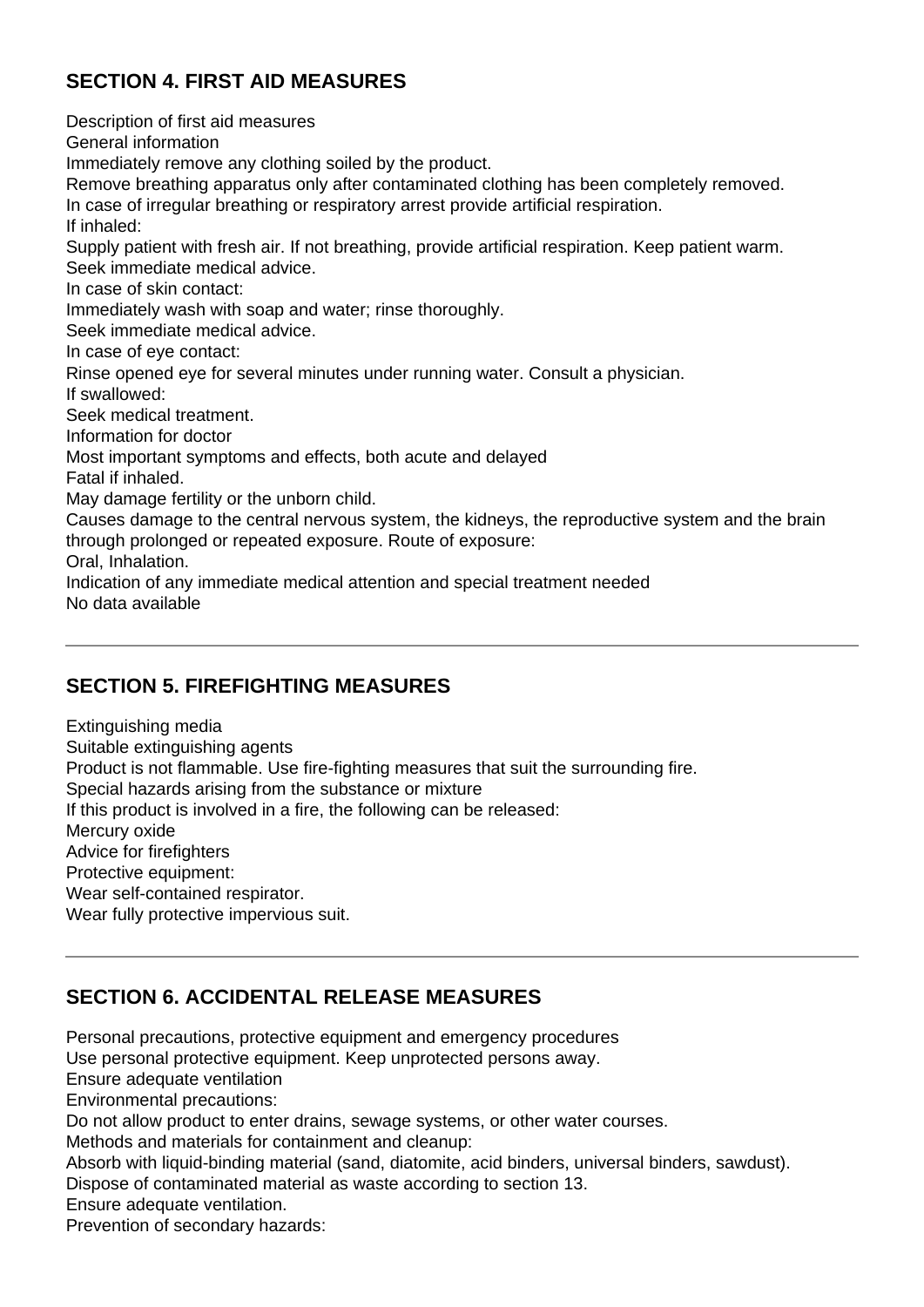## SECTION 4. FIRST AID MEASURES

Description of first aid measures
General information
Immediately remove any clothing soiled by the product.
Remove breathing apparatus only after contaminated clothing has been completely removed.
In case of irregular breathing or respiratory arrest provide artificial respiration.
If inhaled:
Supply patient with fresh air. If not breathing, provide artificial respiration. Keep patient warm.
Seek immediate medical advice.
In case of skin contact:
Immediately wash with soap and water; rinse thoroughly.
Seek immediate medical advice.
In case of eye contact:
Rinse opened eye for several minutes under running water. Consult a physician.
If swallowed:
Seek medical treatment.
Information for doctor
Most important symptoms and effects, both acute and delayed
Fatal if inhaled.
May damage fertility or the unborn child.
Causes damage to the central nervous system, the kidneys, the reproductive system and the brain through prolonged or repeated exposure. Route of exposure:
Oral, Inhalation.
Indication of any immediate medical attention and special treatment needed
No data available

---

## SECTION 5. FIREFIGHTING MEASURES

Extinguishing media
Suitable extinguishing agents
Product is not flammable. Use fire-fighting measures that suit the surrounding fire.
Special hazards arising from the substance or mixture
If this product is involved in a fire, the following can be released:
Mercury oxide
Advice for firefighters
Protective equipment:
Wear self-contained respirator.
Wear fully protective impervious suit.

---

## SECTION 6. ACCIDENTAL RELEASE MEASURES

Personal precautions, protective equipment and emergency procedures
Use personal protective equipment. Keep unprotected persons away.
Ensure adequate ventilation
Environmental precautions:
Do not allow product to enter drains, sewage systems, or other water courses.
Methods and materials for containment and cleanup:
Absorb with liquid-binding material (sand, diatomite, acid binders, universal binders, sawdust).
Dispose of contaminated material as waste according to section 13.
Ensure adequate ventilation.
Prevention of secondary hazards: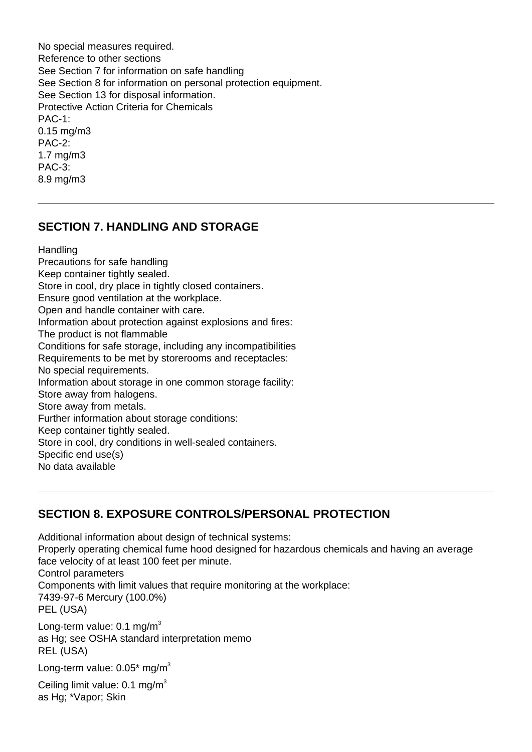No special measures required.
Reference to other sections
See Section 7 for information on safe handling
See Section 8 for information on personal protection equipment.
See Section 13 for disposal information.
Protective Action Criteria for Chemicals
PAC-1:
0.15 mg/m3
PAC-2:
1.7 mg/m3
PAC-3:
8.9 mg/m3

---

## SECTION 7. HANDLING AND STORAGE

Handling
Precautions for safe handling
Keep container tightly sealed.
Store in cool, dry place in tightly closed containers.
Ensure good ventilation at the workplace.
Open and handle container with care.
Information about protection against explosions and fires:
The product is not flammable
Conditions for safe storage, including any incompatibilities
Requirements to be met by storerooms and receptacles:
No special requirements.
Information about storage in one common storage facility:
Store away from halogens.
Store away from metals.
Further information about storage conditions:
Keep container tightly sealed.
Store in cool, dry conditions in well-sealed containers.
Specific end use(s)
No data available

---

## SECTION 8. EXPOSURE CONTROLS/PERSONAL PROTECTION

Additional information about design of technical systems:
Properly operating chemical fume hood designed for hazardous chemicals and having an average face velocity of at least 100 feet per minute.
Control parameters
Components with limit values that require monitoring at the workplace:
7439-97-6 Mercury (100.0%)
PEL (USA)

Long-term value: 0.1 mg/$m^3$
as Hg; see OSHA standard interpretation memo
REL (USA)

Long-term value: 0.05* mg/$m^3$

Ceiling limit value: 0.1 mg/$m^3$
as Hg; *Vapor; Skin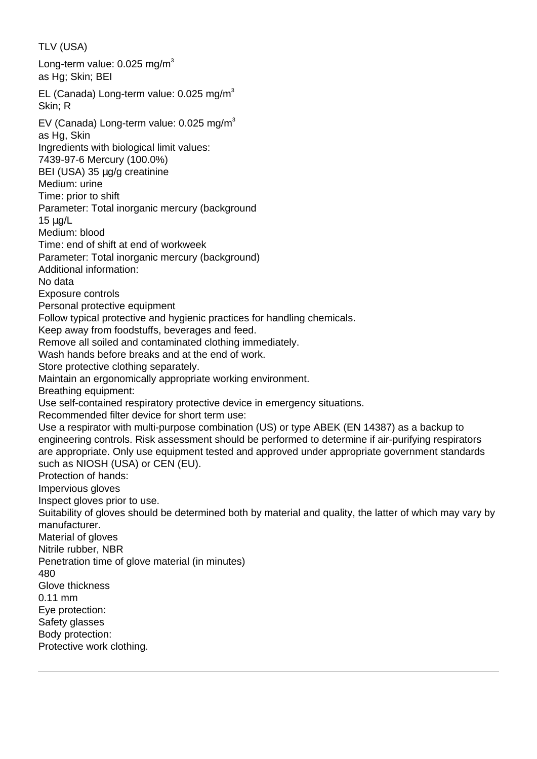TLV (USA)

Long-term value: 0.025 $mg/m^3$
as Hg; Skin; BEI

EL (Canada) Long-term value: 0.025 $mg/m^3$
Skin; R

EV (Canada) Long-term value: 0.025 $mg/m^3$
as Hg, Skin

Ingredients with biological limit values:
7439-97-6 Mercury (100.0%)
BEI (USA) 35 µg/g creatinine
Medium: urine
Time: prior to shift
Parameter: Total inorganic mercury (background
15 µg/L
Medium: blood
Time: end of shift at end of workweek
Parameter: Total inorganic mercury (background)

Additional information:
No data

Exposure controls

Personal protective equipment

Follow typical protective and hygienic practices for handling chemicals.
Keep away from foodstuffs, beverages and feed.
Remove all soiled and contaminated clothing immediately.
Wash hands before breaks and at the end of work.
Store protective clothing separately.
Maintain an ergonomically appropriate working environment.

Breathing equipment:
Use self-contained respiratory protective device in emergency situations.

Recommended filter device for short term use:
Use a respirator with multi-purpose combination (US) or type ABEK (EN 14387) as a backup to engineering controls. Risk assessment should be performed to determine if air-purifying respirators are appropriate. Only use equipment tested and approved under appropriate government standards such as NIOSH (USA) or CEN (EU).

Protection of hands:
Impervious gloves
Inspect gloves prior to use.
Suitability of gloves should be determined both by material and quality, the latter of which may vary by manufacturer.

Material of gloves
Nitrile rubber, NBR

Penetration time of glove material (in minutes)
480

Glove thickness
0.11 mm

Eye protection:
Safety glasses

Body protection:
Protective work clothing.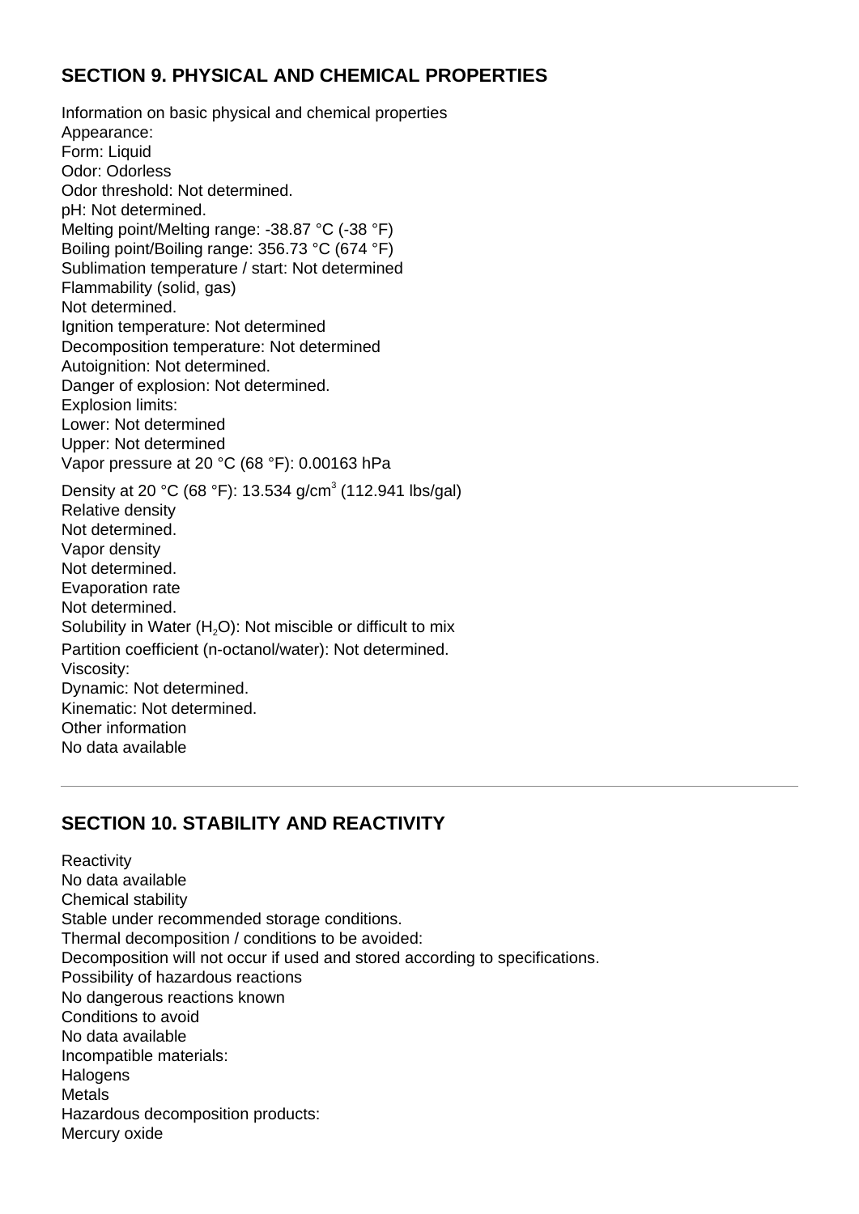## SECTION 9. PHYSICAL AND CHEMICAL PROPERTIES

Information on basic physical and chemical properties
Appearance:
Form: Liquid
Odor: Odorless
Odor threshold: Not determined.
pH: Not determined.
Melting point/Melting range: -38.87 °C (-38 °F)
Boiling point/Boiling range: 356.73 °C (674 °F)
Sublimation temperature / start: Not determined
Flammability (solid, gas)
Not determined.
Ignition temperature: Not determined
Decomposition temperature: Not determined
Autoignition: Not determined.
Danger of explosion: Not determined.
Explosion limits:
Lower: Not determined
Upper: Not determined
Vapor pressure at 20 °C (68 °F): 0.00163 hPa
Density at 20 °C (68 °F): 13.534 $g/cm^3$ (112.941 lbs/gal)
Relative density
Not determined.
Vapor density
Not determined.
Evaporation rate
Not determined.
Solubility in Water ($H_2O$): Not miscible or difficult to mix
Partition coefficient (n-octanol/water): Not determined.
Viscosity:
Dynamic: Not determined.
Kinematic: Not determined.
Other information
No data available

---

## SECTION 10. STABILITY AND REACTIVITY

Reactivity
No data available
Chemical stability
Stable under recommended storage conditions.
Thermal decomposition / conditions to be avoided:
Decomposition will not occur if used and stored according to specifications.
Possibility of hazardous reactions
No dangerous reactions known
Conditions to avoid
No data available
Incompatible materials:
Halogens
Metals
Hazardous decomposition products:
Mercury oxide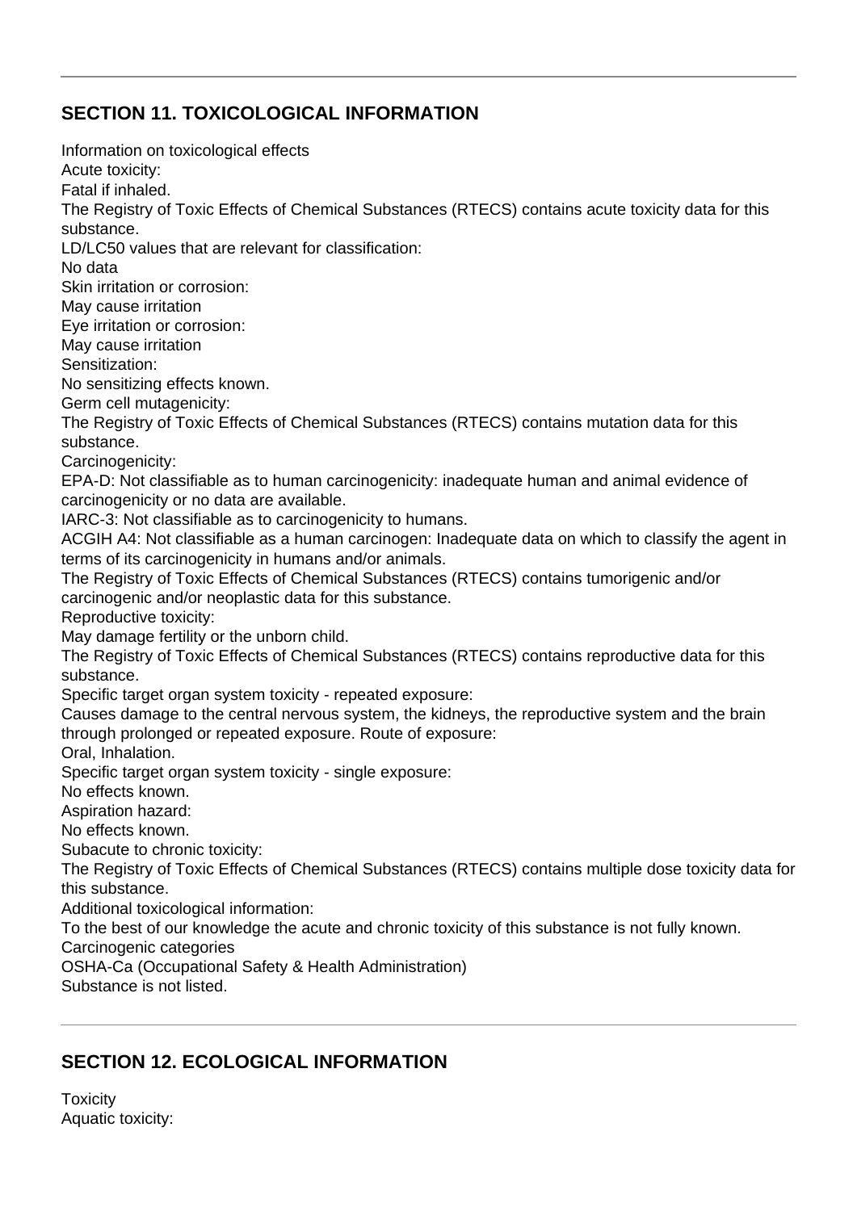## SECTION 11. TOXICOLOGICAL INFORMATION

Information on toxicological effects
Acute toxicity:
Fatal if inhaled.
The Registry of Toxic Effects of Chemical Substances (RTECS) contains acute toxicity data for this substance.
LD/LC50 values that are relevant for classification:
No data
Skin irritation or corrosion:
May cause irritation
Eye irritation or corrosion:
May cause irritation
Sensitization:
No sensitizing effects known.
Germ cell mutagenicity:
The Registry of Toxic Effects of Chemical Substances (RTECS) contains mutation data for this substance.
Carcinogenicity:
EPA-D: Not classifiable as to human carcinogenicity: inadequate human and animal evidence of carcinogenicity or no data are available.
IARC-3: Not classifiable as to carcinogenicity to humans.
ACGIH A4: Not classifiable as a human carcinogen: Inadequate data on which to classify the agent in terms of its carcinogenicity in humans and/or animals.
The Registry of Toxic Effects of Chemical Substances (RTECS) contains tumorigenic and/or carcinogenic and/or neoplastic data for this substance.
Reproductive toxicity:
May damage fertility or the unborn child.
The Registry of Toxic Effects of Chemical Substances (RTECS) contains reproductive data for this substance.
Specific target organ system toxicity - repeated exposure:
Causes damage to the central nervous system, the kidneys, the reproductive system and the brain through prolonged or repeated exposure. Route of exposure:
Oral, Inhalation.
Specific target organ system toxicity - single exposure:
No effects known.
Aspiration hazard:
No effects known.
Subacute to chronic toxicity:
The Registry of Toxic Effects of Chemical Substances (RTECS) contains multiple dose toxicity data for this substance.
Additional toxicological information:
To the best of our knowledge the acute and chronic toxicity of this substance is not fully known.
Carcinogenic categories
OSHA-Ca (Occupational Safety & Health Administration)
Substance is not listed.

## SECTION 12. ECOLOGICAL INFORMATION

Toxicity
Aquatic toxicity: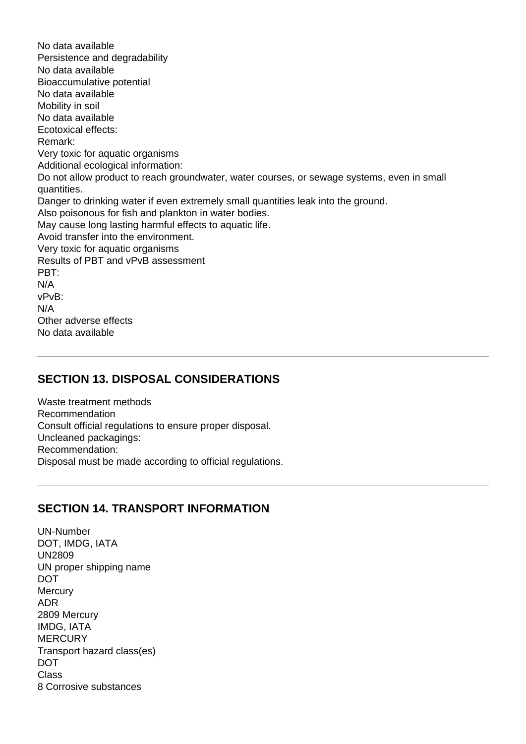No data available
Persistence and degradability
No data available
Bioaccumulative potential
No data available
Mobility in soil
No data available
Ecotoxical effects:
Remark:
Very toxic for aquatic organisms
Additional ecological information:
Do not allow product to reach groundwater, water courses, or sewage systems, even in small quantities.
Danger to drinking water if even extremely small quantities leak into the ground.
Also poisonous for fish and plankton in water bodies.
May cause long lasting harmful effects to aquatic life.
Avoid transfer into the environment.
Very toxic for aquatic organisms
Results of PBT and vPvB assessment
PBT:
N/A
vPvB:
N/A
Other adverse effects
No data available

---

## SECTION 13. DISPOSAL CONSIDERATIONS

Waste treatment methods
Recommendation
Consult official regulations to ensure proper disposal.
Uncleaned packagings:
Recommendation:
Disposal must be made according to official regulations.

---

## SECTION 14. TRANSPORT INFORMATION

UN-Number
DOT, IMDG, IATA
UN2809
UN proper shipping name
DOT
Mercury
ADR
2809 Mercury
IMDG, IATA
MERCURY
Transport hazard class(es)
DOT
Class
8 Corrosive substances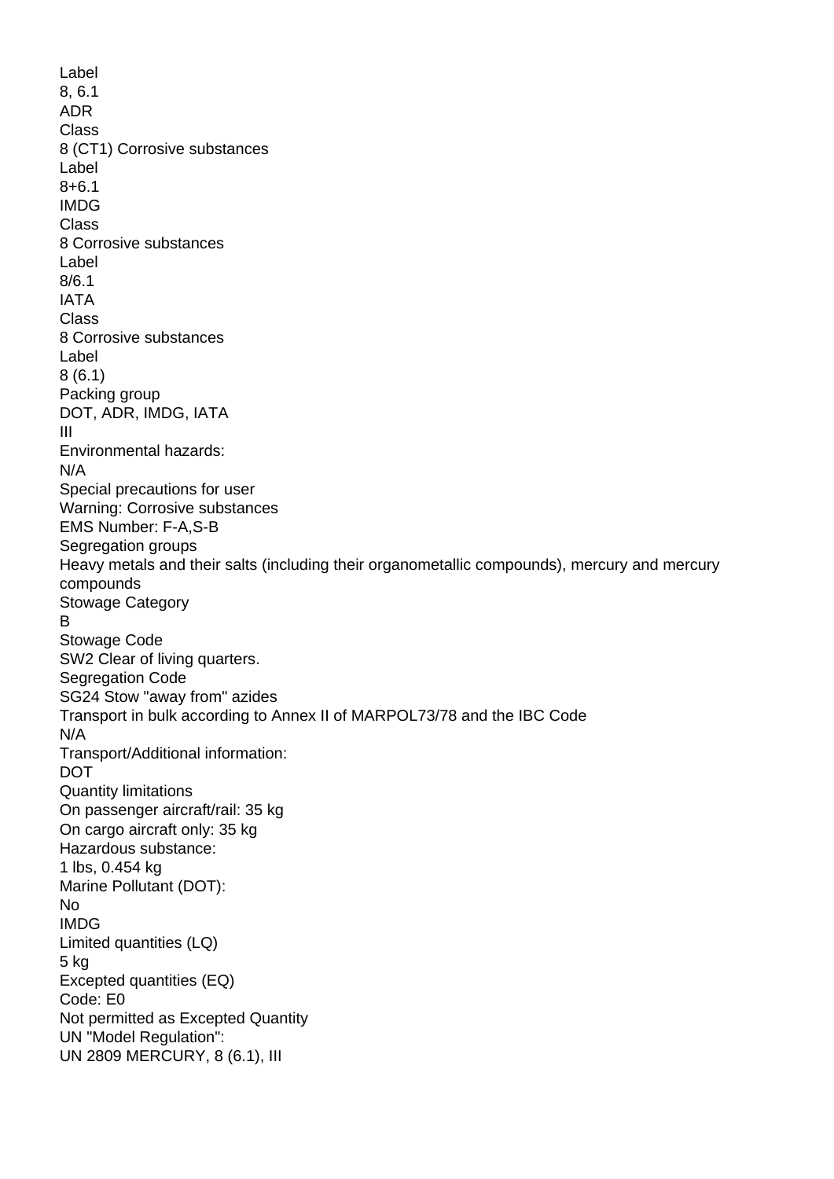Label
8, 6.1
ADR
Class
8 (CT1) Corrosive substances
Label
8+6.1
IMDG
Class
8 Corrosive substances
Label
8/6.1
IATA
Class
8 Corrosive substances
Label
8 (6.1)
Packing group
DOT, ADR, IMDG, IATA
III
Environmental hazards:
N/A
Special precautions for user
Warning: Corrosive substances
EMS Number: F-A,S-B
Segregation groups
Heavy metals and their salts (including their organometallic compounds), mercury and mercury compounds
Stowage Category
B
Stowage Code
SW2 Clear of living quarters.
Segregation Code
SG24 Stow "away from" azides
Transport in bulk according to Annex II of MARPOL73/78 and the IBC Code
N/A
Transport/Additional information:
DOT
Quantity limitations
On passenger aircraft/rail: 35 kg
On cargo aircraft only: 35 kg
Hazardous substance:
1 lbs, 0.454 kg
Marine Pollutant (DOT):
No
IMDG
Limited quantities (LQ)
5 kg
Excepted quantities (EQ)
Code: E0
Not permitted as Excepted Quantity
UN "Model Regulation":
UN 2809 MERCURY, 8 (6.1), III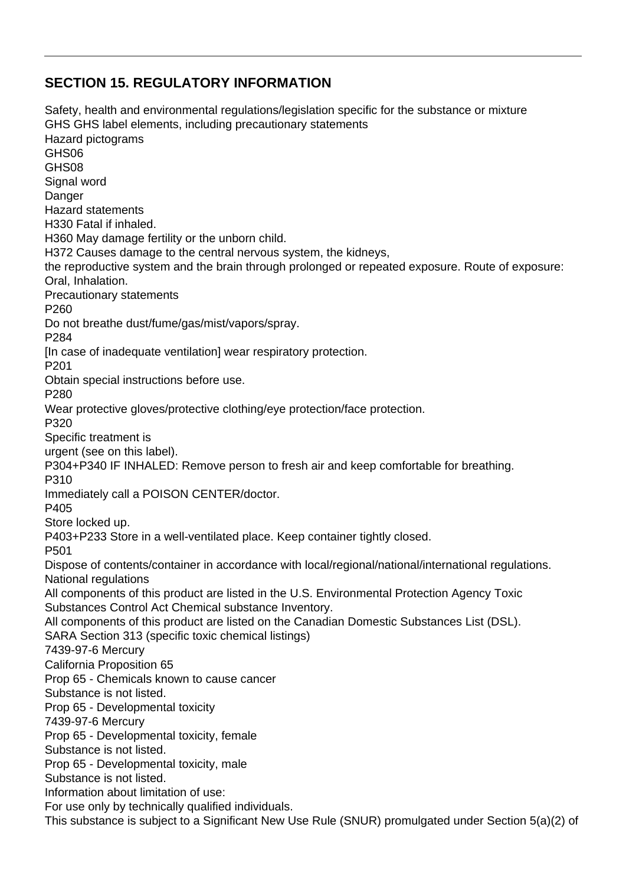## SECTION 15. REGULATORY INFORMATION

Safety, health and environmental regulations/legislation specific for the substance or mixture
GHS GHS label elements, including precautionary statements
Hazard pictograms
GHS06
GHS08
Signal word
Danger
Hazard statements
H330 Fatal if inhaled.
H360 May damage fertility or the unborn child.
H372 Causes damage to the central nervous system, the kidneys,
the reproductive system and the brain through prolonged or repeated exposure. Route of exposure: Oral, Inhalation.
Precautionary statements
P260
Do not breathe dust/fume/gas/mist/vapors/spray.
P284
[In case of inadequate ventilation] wear respiratory protection.
P201
Obtain special instructions before use.
P280
Wear protective gloves/protective clothing/eye protection/face protection.
P320
Specific treatment is
urgent (see on this label).
P304+P340 IF INHALED: Remove person to fresh air and keep comfortable for breathing.
P310
Immediately call a POISON CENTER/doctor.
P405
Store locked up.
P403+P233 Store in a well-ventilated place. Keep container tightly closed.
P501
Dispose of contents/container in accordance with local/regional/national/international regulations.
National regulations
All components of this product are listed in the U.S. Environmental Protection Agency Toxic Substances Control Act Chemical substance Inventory.
All components of this product are listed on the Canadian Domestic Substances List (DSL).
SARA Section 313 (specific toxic chemical listings)
7439-97-6 Mercury
California Proposition 65
Prop 65 - Chemicals known to cause cancer
Substance is not listed.
Prop 65 - Developmental toxicity
7439-97-6 Mercury
Prop 65 - Developmental toxicity, female
Substance is not listed.
Prop 65 - Developmental toxicity, male
Substance is not listed.
Information about limitation of use:
For use only by technically qualified individuals.
This substance is subject to a Significant New Use Rule (SNUR) promulgated under Section 5(a)(2) of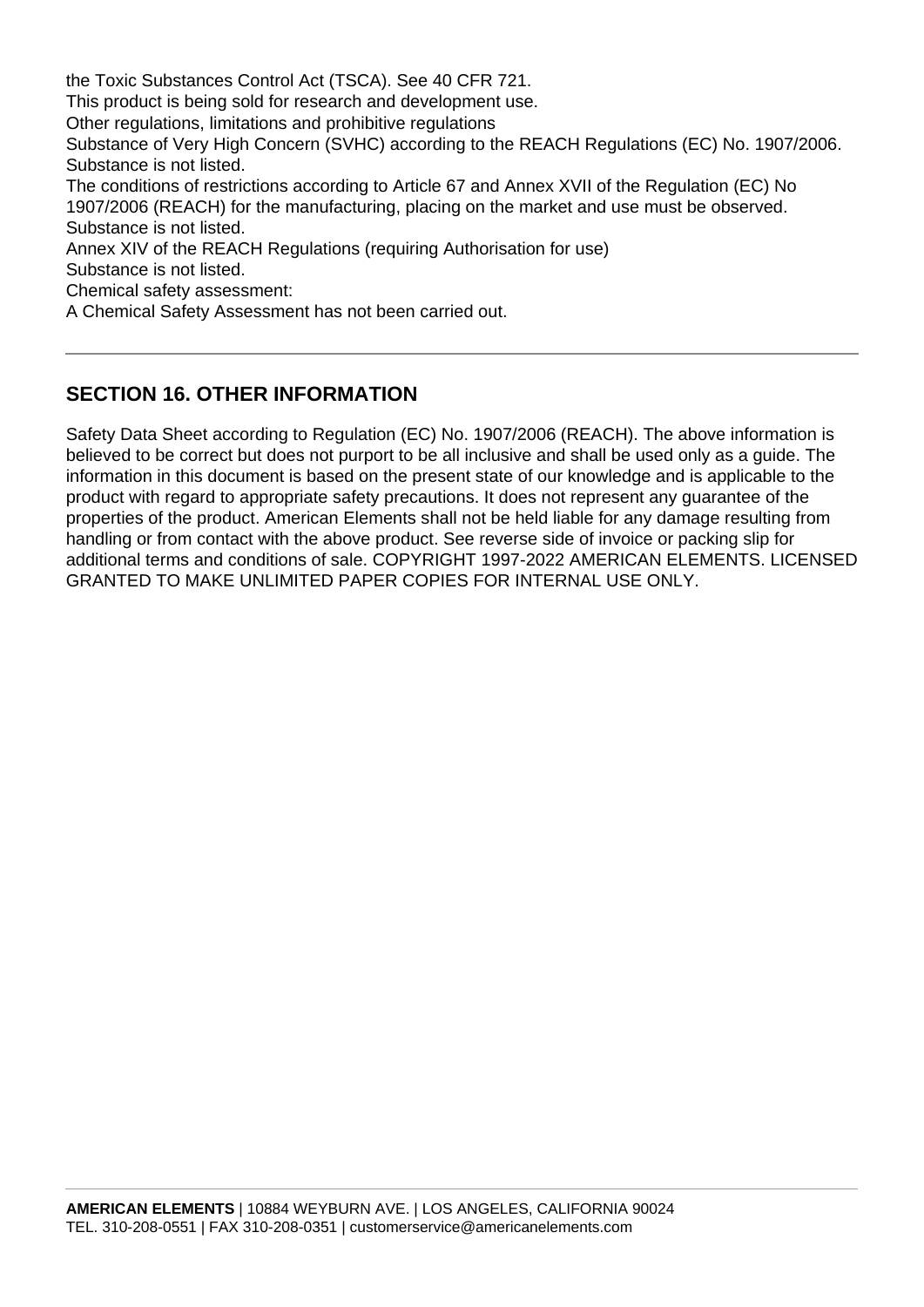the Toxic Substances Control Act (TSCA). See 40 CFR 721.
This product is being sold for research and development use.
Other regulations, limitations and prohibitive regulations
Substance of Very High Concern (SVHC) according to the REACH Regulations (EC) No. 1907/2006.
Substance is not listed.
The conditions of restrictions according to Article 67 and Annex XVII of the Regulation (EC) No 1907/2006 (REACH) for the manufacturing, placing on the market and use must be observed.
Substance is not listed.
Annex XIV of the REACH Regulations (requiring Authorisation for use)
Substance is not listed.
Chemical safety assessment:
A Chemical Safety Assessment has not been carried out.

---

## SECTION 16. OTHER INFORMATION

Safety Data Sheet according to Regulation (EC) No. 1907/2006 (REACH). The above information is believed to be correct but does not purport to be all inclusive and shall be used only as a guide. The information in this document is based on the present state of our knowledge and is applicable to the product with regard to appropriate safety precautions. It does not represent any guarantee of the properties of the product. American Elements shall not be held liable for any damage resulting from handling or from contact with the above product. See reverse side of invoice or packing slip for additional terms and conditions of sale. COPYRIGHT 1997-2022 AMERICAN ELEMENTS. LICENSED GRANTED TO MAKE UNLIMITED PAPER COPIES FOR INTERNAL USE ONLY.